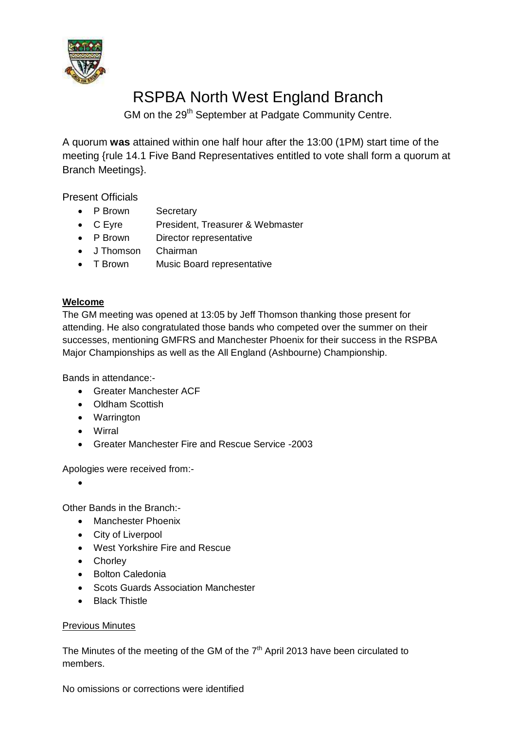# RSPBA North West England Branch

GM on the 29th September at Padgate Community Centre.

A quorum **was** attained within one half hour after the 13:00 (1PM) start time of the meeting {rule 14.1 Five Band Representatives entitled to vote shall form a quorum at Branch Meetings}.

Present Officials

- P Brown Secretary
- C Eyre President, Treasurer & Webmaster
- P Brown Director representative
- J Thomson Chairman
- T Brown Music Board representative

**Welcome**

The GM meeting was opened at 13:05 by Jeff Thomson thanking those present for attending. He also congratulated those bands who competed over the summer on their successes, mentioning GMFRS and Manchester Phoenix for their success in the RSPBA Major Championships as well as the All England (Ashbourne) Championship.

Bands in attendance:-

- Greater Manchester ACF
- Oldham Scottish
- Warrington
- Wirral
- Greater Manchester Fire and Rescue Service -2003

Apologies were received from:-

- 

Other Bands in the Branch:-

- Manchester Phoenix
- City of Liverpool
- West Yorkshire Fire and Rescue
- Chorley
- Bolton Caledonia
- Scots Guards Association Manchester
- Black Thistle

Previous Minutes

The Minutes of the meeting of the GM of the 7th April 2013 have been circulated to members.

No omissions or corrections were identified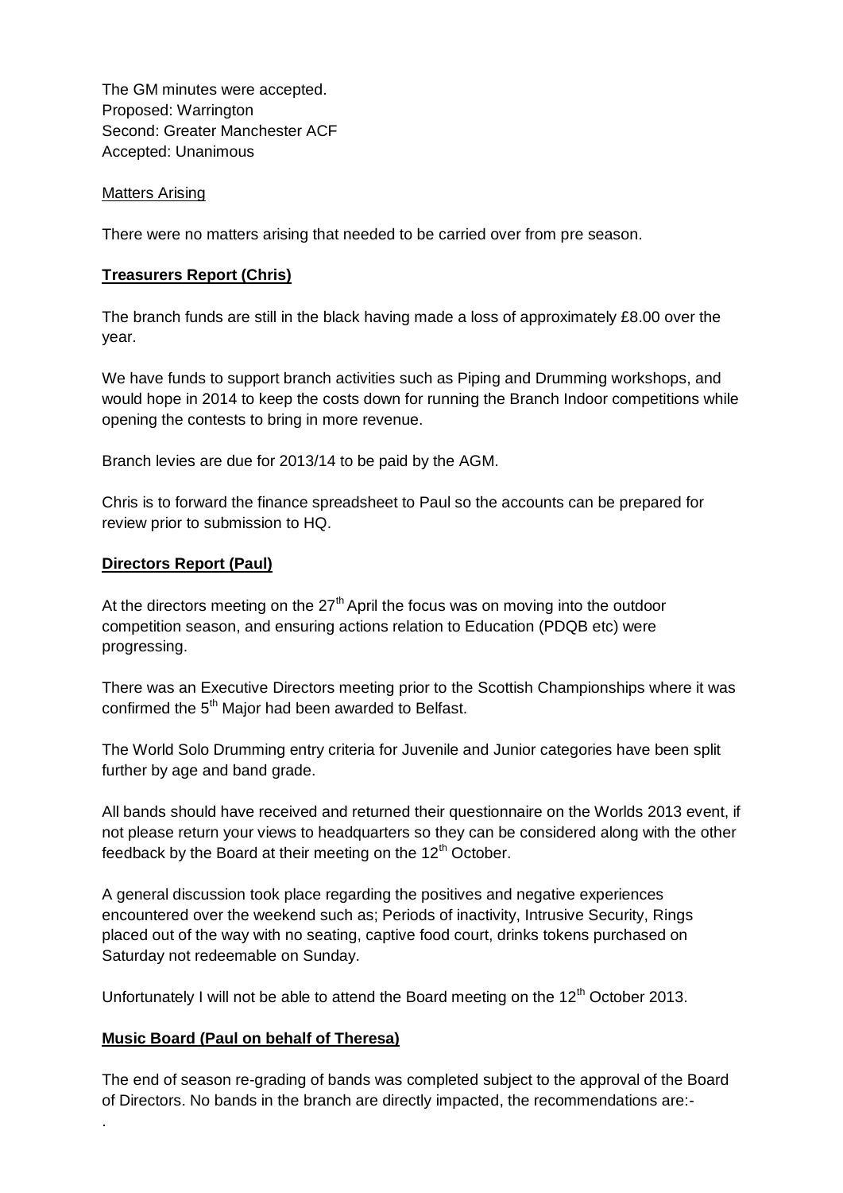The GM minutes were accepted.
Proposed: Warrington
Second: Greater Manchester ACF
Accepted: Unanimous

Matters Arising

There were no matters arising that needed to be carried over from pre season.

**Treasurers Report (Chris)**

The branch funds are still in the black having made a loss of approximately £8.00 over the year.

We have funds to support branch activities such as Piping and Drumming workshops, and would hope in 2014 to keep the costs down for running the Branch Indoor competitions while opening the contests to bring in more revenue.

Branch levies are due for 2013/14 to be paid by the AGM.

Chris is to forward the finance spreadsheet to Paul so the accounts can be prepared for review prior to submission to HQ.

**Directors Report (Paul)**

At the directors meeting on the 27th April the focus was on moving into the outdoor competition season, and ensuring actions relation to Education (PDQB etc) were progressing.

There was an Executive Directors meeting prior to the Scottish Championships where it was confirmed the 5th Major had been awarded to Belfast.

The World Solo Drumming entry criteria for Juvenile and Junior categories have been split further by age and band grade.

All bands should have received and returned their questionnaire on the Worlds 2013 event, if not please return your views to headquarters so they can be considered along with the other feedback by the Board at their meeting on the 12th October.

A general discussion took place regarding the positives and negative experiences encountered over the weekend such as; Periods of inactivity, Intrusive Security, Rings placed out of the way with no seating, captive food court, drinks tokens purchased on Saturday not redeemable on Sunday.

Unfortunately I will not be able to attend the Board meeting on the 12th October 2013.

**Music Board (Paul on behalf of Theresa)**

The end of season re-grading of bands was completed subject to the approval of the Board of Directors. No bands in the branch are directly impacted, the recommendations are:-

.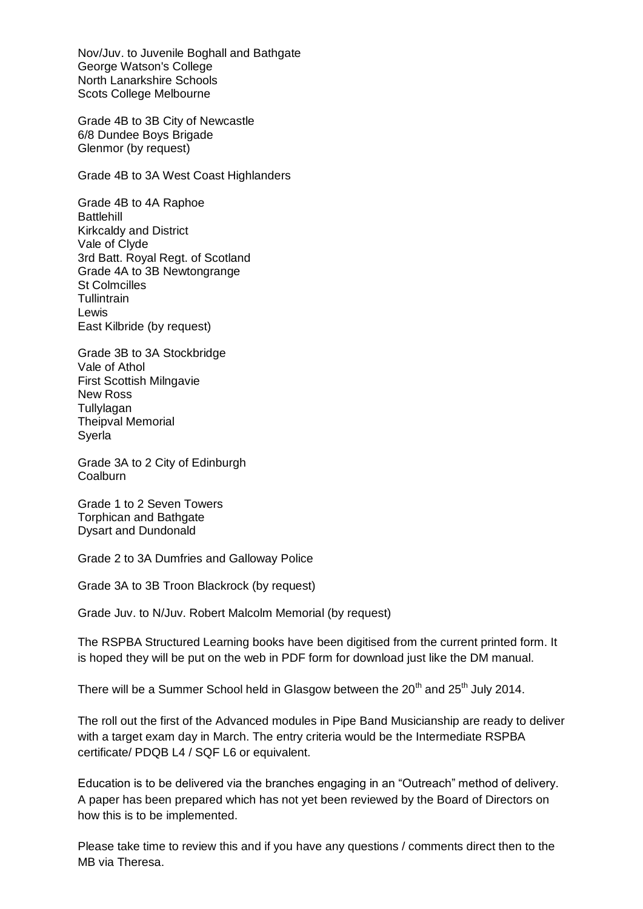Nov/Juv. to Juvenile Boghall and Bathgate
George Watson's College
North Lanarkshire Schools
Scots College Melbourne

Grade 4B to 3B City of Newcastle
6/8 Dundee Boys Brigade
Glenmor (by request)

Grade 4B to 3A West Coast Highlanders

Grade 4B to 4A Raphoe
Battlehill
Kirkcaldy and District
Vale of Clyde
3rd Batt. Royal Regt. of Scotland
Grade 4A to 3B Newtongrange
St Colmcilles
Tullintrain
Lewis
East Kilbride (by request)

Grade 3B to 3A Stockbridge
Vale of Athol
First Scottish Milngavie
New Ross
Tullylagan
Theipval Memorial
Syerla

Grade 3A to 2 City of Edinburgh
Coalburn

Grade 1 to 2 Seven Towers
Torphican and Bathgate
Dysart and Dundonald

Grade 2 to 3A Dumfries and Galloway Police

Grade 3A to 3B Troon Blackrock (by request)

Grade Juv. to N/Juv. Robert Malcolm Memorial (by request)

The RSPBA Structured Learning books have been digitised from the current printed form. It is hoped they will be put on the web in PDF form for download just like the DM manual.

There will be a Summer School held in Glasgow between the 20th and 25th July 2014.

The roll out the first of the Advanced modules in Pipe Band Musicianship are ready to deliver with a target exam day in March. The entry criteria would be the Intermediate RSPBA certificate/ PDQB L4 / SQF L6 or equivalent.

Education is to be delivered via the branches engaging in an "Outreach" method of delivery. A paper has been prepared which has not yet been reviewed by the Board of Directors on how this is to be implemented.

Please take time to review this and if you have any questions / comments direct then to the MB via Theresa.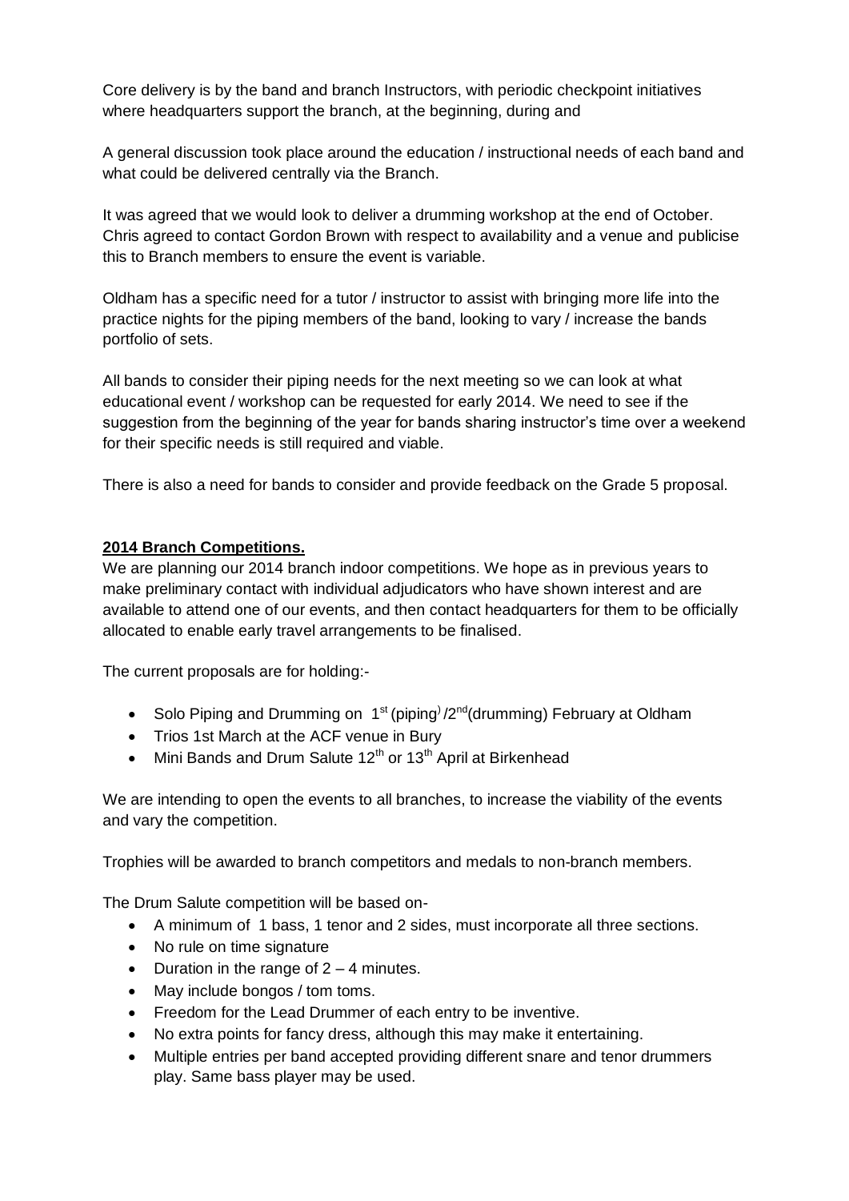Core delivery is by the band and branch Instructors, with periodic checkpoint initiatives where headquarters support the branch, at the beginning, during and

A general discussion took place around the education / instructional needs of each band and what could be delivered centrally via the Branch.

It was agreed that we would look to deliver a drumming workshop at the end of October. Chris agreed to contact Gordon Brown with respect to availability and a venue and publicise this to Branch members to ensure the event is variable.

Oldham has a specific need for a tutor / instructor to assist with bringing more life into the practice nights for the piping members of the band, looking to vary / increase the bands portfolio of sets.

All bands to consider their piping needs for the next meeting so we can look at what educational event / workshop can be requested for early 2014. We need to see if the suggestion from the beginning of the year for bands sharing instructor's time over a weekend for their specific needs is still required and viable.

There is also a need for bands to consider and provide feedback on the Grade 5 proposal.

## 2014 Branch Competitions.

We are planning our 2014 branch indoor competitions. We hope as in previous years to make preliminary contact with individual adjudicators who have shown interest and are available to attend one of our events, and then contact headquarters for them to be officially allocated to enable early travel arrangements to be finalised.

The current proposals are for holding:-

- Solo Piping and Drumming on 1st (piping) /2nd (drumming) February at Oldham
- Trios 1st March at the ACF venue in Bury
- Mini Bands and Drum Salute 12th or 13th April at Birkenhead

We are intending to open the events to all branches, to increase the viability of the events and vary the competition.

Trophies will be awarded to branch competitors and medals to non-branch members.

The Drum Salute competition will be based on-

- A minimum of 1 bass, 1 tenor and 2 sides, must incorporate all three sections.
- No rule on time signature
- Duration in the range of 2 – 4 minutes.
- May include bongos / tom toms.
- Freedom for the Lead Drummer of each entry to be inventive.
- No extra points for fancy dress, although this may make it entertaining.
- Multiple entries per band accepted providing different snare and tenor drummers play. Same bass player may be used.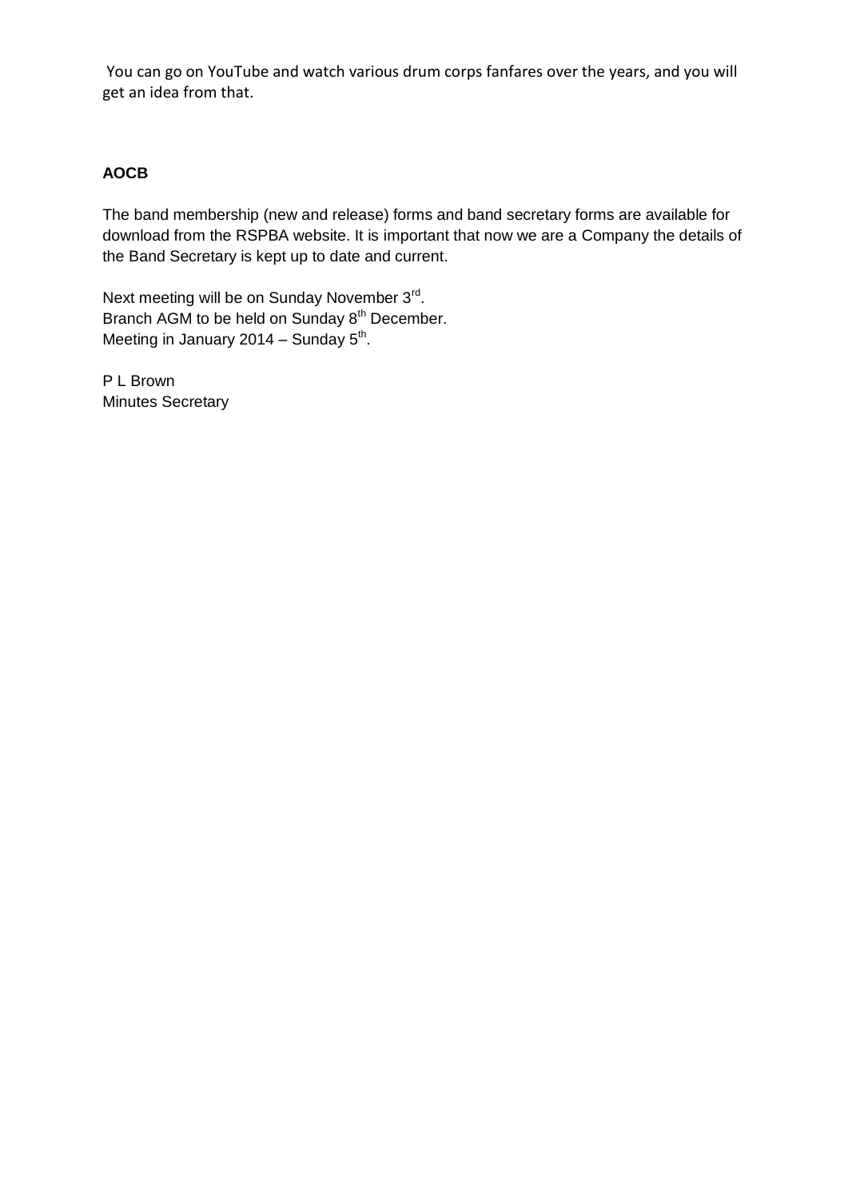You can go on YouTube and watch various drum corps fanfares over the years, and you will get an idea from that.

**AOCB**

The band membership (new and release) forms and band secretary forms are available for download from the RSPBA website. It is important that now we are a Company the details of the Band Secretary is kept up to date and current.

Next meeting will be on Sunday November 3rd.
Branch AGM to be held on Sunday 8th December.
Meeting in January 2014 – Sunday 5th.

P L Brown
Minutes Secretary